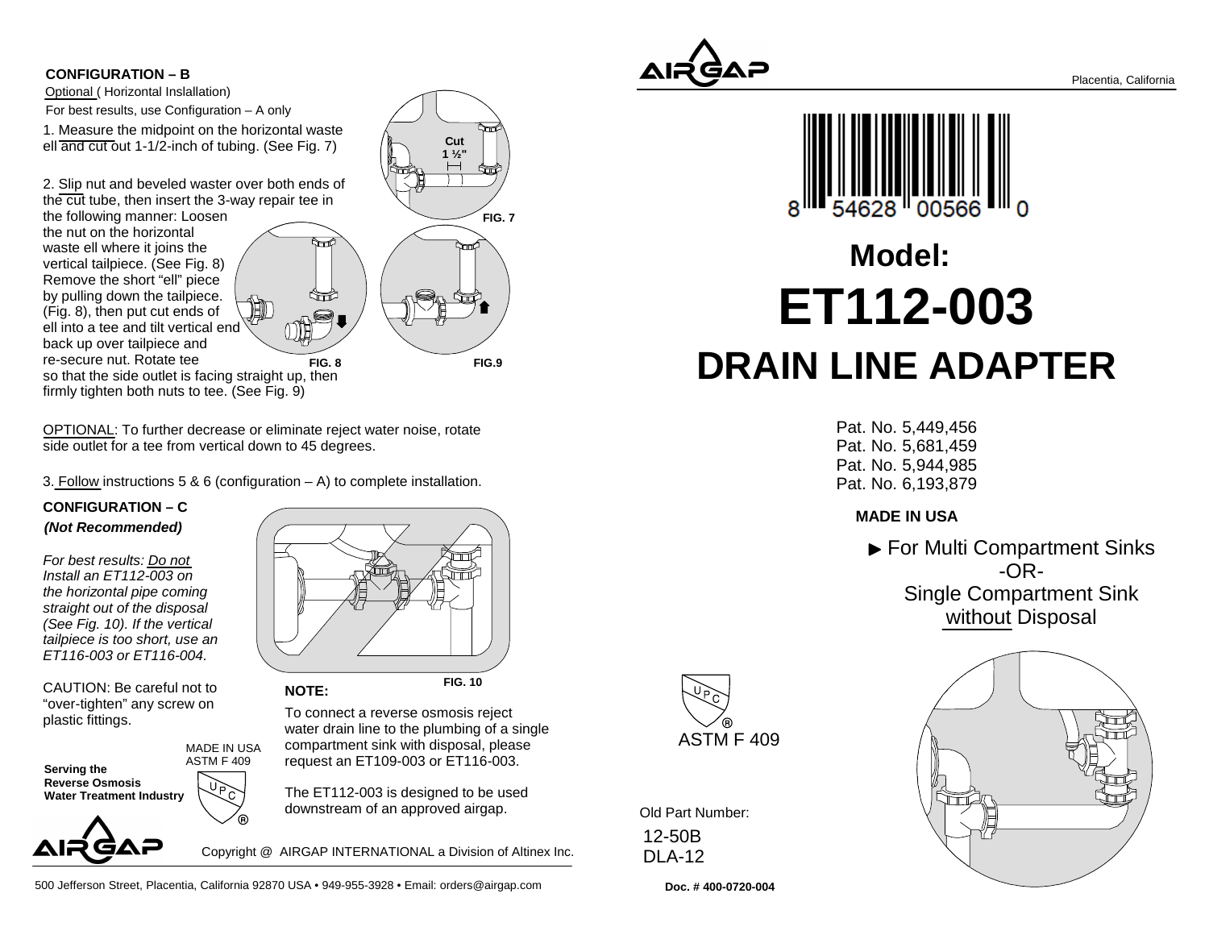## CONFIGURATION – B

Optional ( Horizontal Inslallation)

For best results, use Configuration – A only

1. Measure the midpoint on the horizontal waste ell and cut out 1-1/2-inch of tubing. (See Fig. 7)

2. Slip nut and beveled waster over both ends of the cut tube, then insert the 3-way repair tee in the following manner: Loosen the nut on the horizontal waste ell where it joins the vertical tailpiece. (See Fig. 8) Remove the short "ell" piece by pulling down the tailpiece. (Fig. 8), then put cut ends of ell into a tee and tilt vertical end back up over tailpiece and re-secure nut. Rotate tee so that the side outlet is facing straight up, then firmly tighten both nuts to tee. (See Fig. 9)

Cut 1 ½"

FIG. 7

FIG. 8

FIG.9

OPTIONAL: To further decrease or eliminate reject water noise, rotate side outlet for a tee from vertical down to 45 degrees.

3. Follow instructions 5 & 6 (configuration – A) to complete installation.

## CONFIGURATION – C

***(Not Recommended)***

*For best results: Do not Install an ET112-003 on the horizontal pipe coming straight out of the disposal (See Fig. 10). If the vertical tailpiece is too short, use an ET116-003 or ET116-004.*

FIG. 10

CAUTION: Be careful not to "over-tighten" any screw on plastic fittings.

**NOTE:**

To connect a reverse osmosis reject water drain line to the plumbing of a single compartment sink with disposal, please request an ET109-003 or ET116-003.

The ET112-003 is designed to be used downstream of an approved airgap.

**Serving the Reverse Osmosis Water Treatment Industry**

MADE IN USA
ASTM F 409

UPC ®

AIRGAP

Copyright @ AIRGAP INTERNATIONAL a Division of Altinex Inc.

500 Jefferson Street, Placentia, California 92870 USA • 949-955-3928 • Email: orders@airgap.com

AIRGAP

Placentia, California

8 54628 00566 0

# Model:

# ET112-003

# DRAIN LINE ADAPTER

Pat. No. 5,449,456
Pat. No. 5,681,459
Pat. No. 5,944,985
Pat. No. 6,193,879

**MADE IN USA**

▶ For Multi Compartment Sinks
-OR-
Single Compartment Sink
without Disposal

UPC ®
ASTM F 409

Old Part Number:
12-50B
DLA-12

**Doc. # 400-0720-004**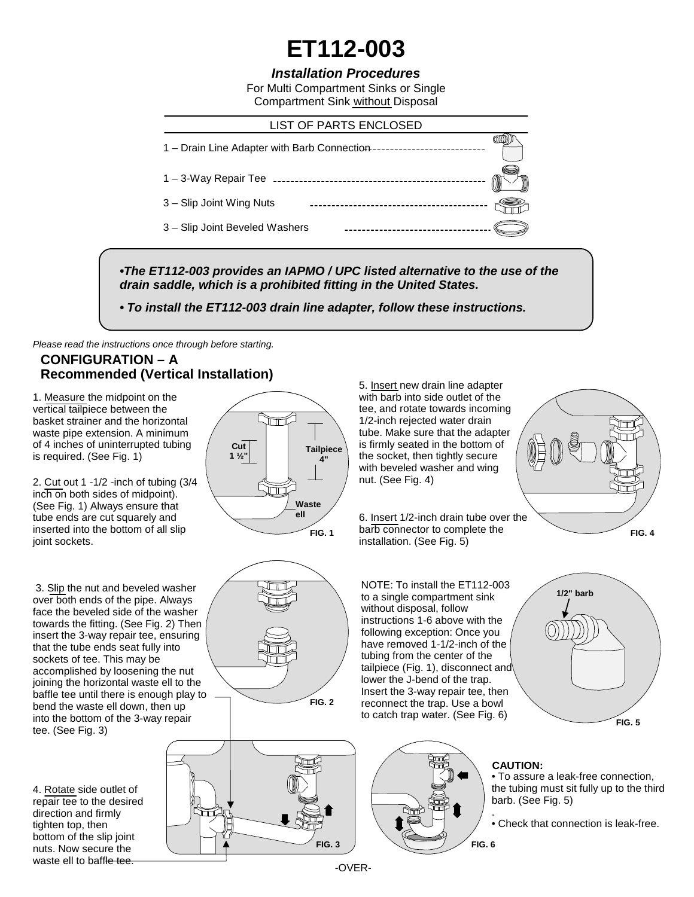# ET112-003

***Installation Procedures***

For Multi Compartment Sinks or Single Compartment Sink without Disposal

LIST OF PARTS ENCLOSED

- 1 – Drain Line Adapter with Barb Connection
- 1 – 3-Way Repair Tee
- 3 – Slip Joint Wing Nuts
- 3 – Slip Joint Beveled Washers

***•The ET112-003 provides an IAPMO / UPC listed alternative to the use of the drain saddle, which is a prohibited fitting in the United States.***

***• To install the ET112-003 drain line adapter, follow these instructions.***

*Please read the instructions once through before starting.*

## CONFIGURATION – A
## Recommended (Vertical Installation)

1. Measure the midpoint on the vertical tailpiece between the basket strainer and the horizontal waste pipe extension. A minimum of 4 inches of uninterrupted tubing is required. (See Fig. 1)

2. Cut out 1 -1/2 -inch of tubing (3/4 inch on both sides of midpoint). (See Fig. 1) Always ensure that tube ends are cut squarely and inserted into the bottom of all slip joint sockets.

Cut 1 ½"
Tailpiece 4"
Waste ell
FIG. 1

3. Slip the nut and beveled washer over both ends of the pipe. Always face the beveled side of the washer towards the fitting. (See Fig. 2) Then insert the 3-way repair tee, ensuring that the tube ends seat fully into sockets of tee. This may be accomplished by loosening the nut joining the horizontal waste ell to the baffle tee until there is enough play to bend the waste ell down, then up into the bottom of the 3-way repair tee. (See Fig. 3)

FIG. 2

4. Rotate side outlet of repair tee to the desired direction and firmly tighten top, then bottom of the slip joint nuts. Now secure the waste ell to baffle tee.

FIG. 3

5. Insert new drain line adapter with barb into side outlet of the tee, and rotate towards incoming 1/2-inch rejected water drain tube. Make sure that the adapter is firmly seated in the bottom of the socket, then tightly secure with beveled washer and wing nut. (See Fig. 4)

FIG. 4

6. Insert 1/2-inch drain tube over the barb connector to complete the installation. (See Fig. 5)

NOTE: To install the ET112-003 to a single compartment sink without disposal, follow instructions 1-6 above with the following exception: Once you have removed 1-1/2-inch of the tubing from the center of the tailpiece (Fig. 1), disconnect and lower the J-bend of the trap. Insert the 3-way repair tee, then reconnect the trap. Use a bowl to catch trap water. (See Fig. 6)

1/2" barb
FIG. 5

FIG. 6

**CAUTION:**

• To assure a leak-free connection, the tubing must sit fully up to the third barb. (See Fig. 5)

• Check that connection is leak-free.

-OVER-